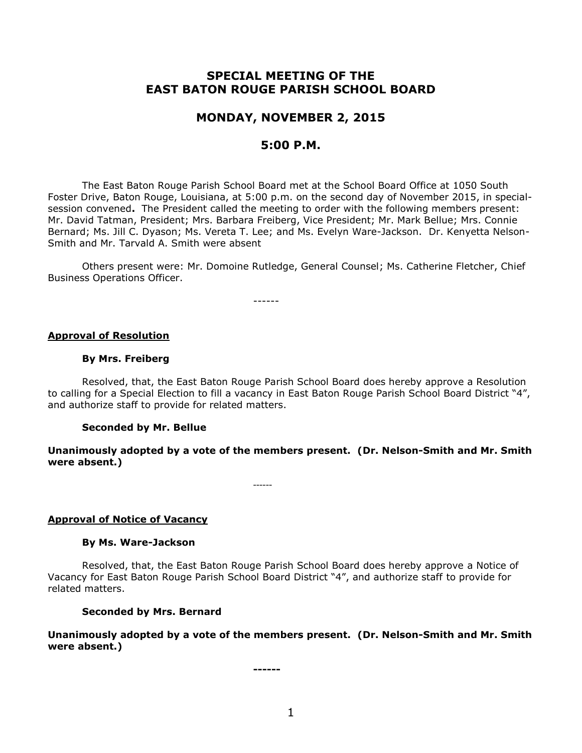# SPECIAL MEETING OF THE EAST BATON ROUGE PARISH SCHOOL BOARD

## MONDAY, NOVEMBER 2, 2015

## 5:00 P.M.

The East Baton Rouge Parish School Board met at the School Board Office at 1050 South Foster Drive, Baton Rouge, Louisiana, at 5:00 p.m. on the second day of November 2015, in special-session convened**.** The President called the meeting to order with the following members present: Mr. David Tatman, President; Mrs. Barbara Freiberg, Vice President; Mr. Mark Bellue; Mrs. Connie Bernard; Ms. Jill C. Dyason; Ms. Vereta T. Lee; and Ms. Evelyn Ware-Jackson. Dr. Kenyetta Nelson-Smith and Mr. Tarvald A. Smith were absent

Others present were: Mr. Domoine Rutledge, General Counsel; Ms. Catherine Fletcher, Chief Business Operations Officer.

------

**Approval of Resolution**

**By Mrs. Freiberg**

Resolved, that, the East Baton Rouge Parish School Board does hereby approve a Resolution to calling for a Special Election to fill a vacancy in East Baton Rouge Parish School Board District "4", and authorize staff to provide for related matters.

**Seconded by Mr. Bellue**

**Unanimously adopted by a vote of the members present. (Dr. Nelson-Smith and Mr. Smith were absent.)**

------

**Approval of Notice of Vacancy**

**By Ms. Ware-Jackson**

Resolved, that, the East Baton Rouge Parish School Board does hereby approve a Notice of Vacancy for East Baton Rouge Parish School Board District "4", and authorize staff to provide for related matters.

**Seconded by Mrs. Bernard**

**Unanimously adopted by a vote of the members present. (Dr. Nelson-Smith and Mr. Smith were absent.)**

**------**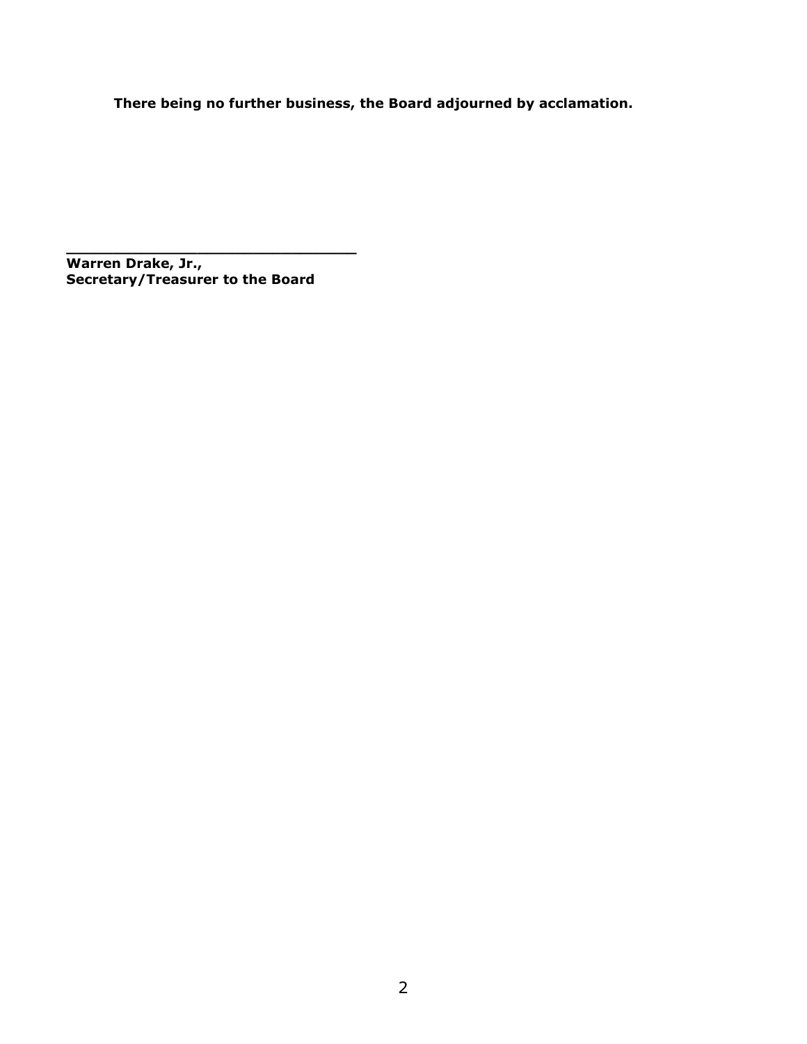**There being no further business, the Board adjourned by acclamation.**

________________________________
**Warren Drake, Jr.,**
**Secretary/Treasurer to the Board**